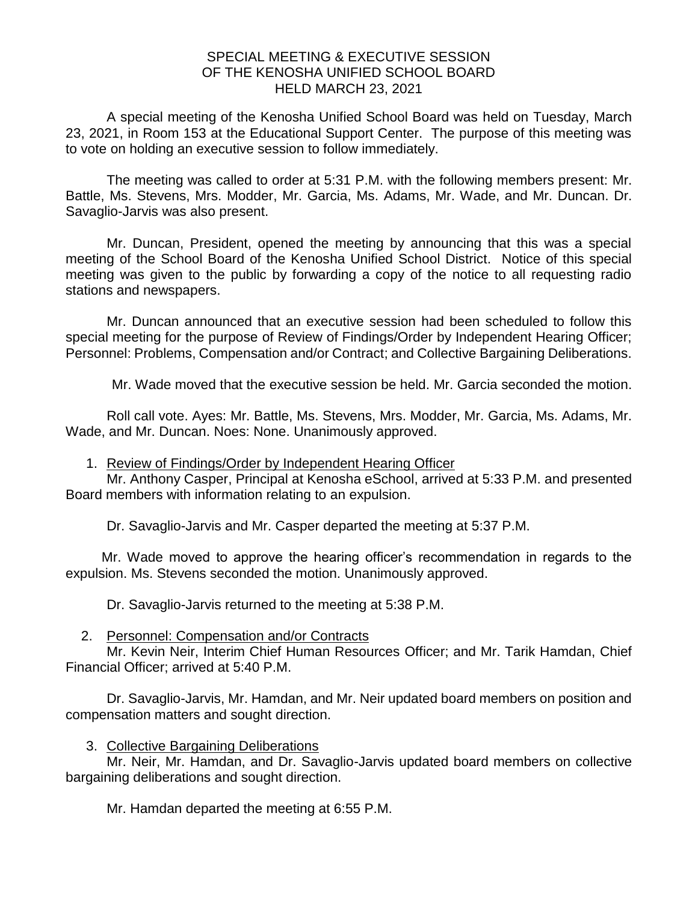# SPECIAL MEETING & EXECUTIVE SESSION
# OF THE KENOSHA UNIFIED SCHOOL BOARD
# HELD MARCH 23, 2021

A special meeting of the Kenosha Unified School Board was held on Tuesday, March 23, 2021, in Room 153 at the Educational Support Center. The purpose of this meeting was to vote on holding an executive session to follow immediately.

The meeting was called to order at 5:31 P.M. with the following members present: Mr. Battle, Ms. Stevens, Mrs. Modder, Mr. Garcia, Ms. Adams, Mr. Wade, and Mr. Duncan. Dr. Savaglio-Jarvis was also present.

Mr. Duncan, President, opened the meeting by announcing that this was a special meeting of the School Board of the Kenosha Unified School District. Notice of this special meeting was given to the public by forwarding a copy of the notice to all requesting radio stations and newspapers.

Mr. Duncan announced that an executive session had been scheduled to follow this special meeting for the purpose of Review of Findings/Order by Independent Hearing Officer; Personnel: Problems, Compensation and/or Contract; and Collective Bargaining Deliberations.

Mr. Wade moved that the executive session be held. Mr. Garcia seconded the motion.

Roll call vote. Ayes: Mr. Battle, Ms. Stevens, Mrs. Modder, Mr. Garcia, Ms. Adams, Mr. Wade, and Mr. Duncan. Noes: None. Unanimously approved.

1. <u>Review of Findings/Order by Independent Hearing Officer</u>

Mr. Anthony Casper, Principal at Kenosha eSchool, arrived at 5:33 P.M. and presented Board members with information relating to an expulsion.

Dr. Savaglio-Jarvis and Mr. Casper departed the meeting at 5:37 P.M.

Mr. Wade moved to approve the hearing officer's recommendation in regards to the expulsion. Ms. Stevens seconded the motion. Unanimously approved.

Dr. Savaglio-Jarvis returned to the meeting at 5:38 P.M.

2. <u>Personnel: Compensation and/or Contracts</u>

Mr. Kevin Neir, Interim Chief Human Resources Officer; and Mr. Tarik Hamdan, Chief Financial Officer; arrived at 5:40 P.M.

Dr. Savaglio-Jarvis, Mr. Hamdan, and Mr. Neir updated board members on position and compensation matters and sought direction.

3. <u>Collective Bargaining Deliberations</u>

Mr. Neir, Mr. Hamdan, and Dr. Savaglio-Jarvis updated board members on collective bargaining deliberations and sought direction.

Mr. Hamdan departed the meeting at 6:55 P.M.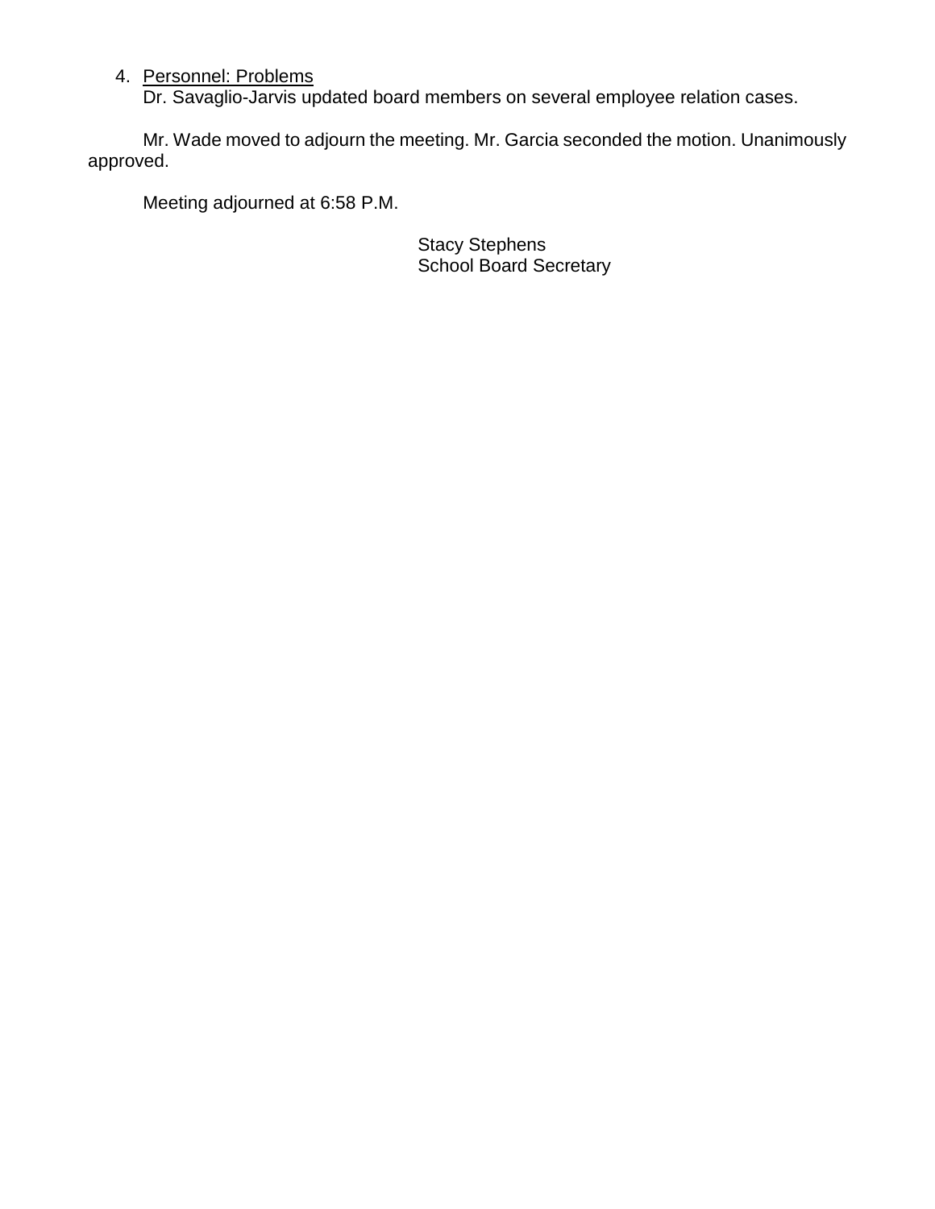4. Personnel: Problems
   Dr. Savaglio-Jarvis updated board members on several employee relation cases.

Mr. Wade moved to adjourn the meeting. Mr. Garcia seconded the motion. Unanimously approved.

Meeting adjourned at 6:58 P.M.

Stacy Stephens
School Board Secretary